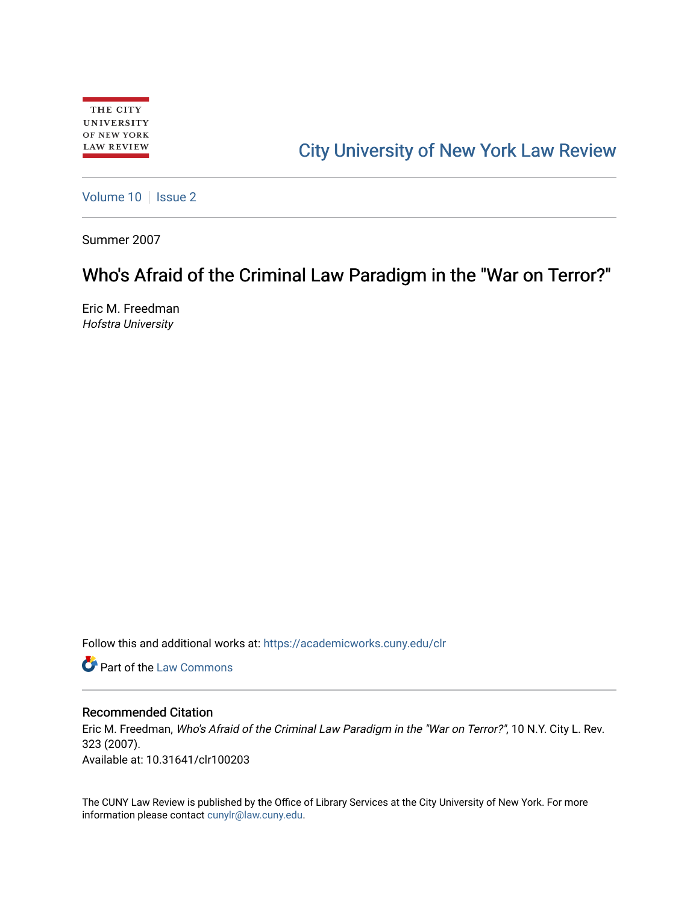THE CITY UNIVERSITY OF NEW YORK LAW REVIEW

City University of New York Law Review

Volume 10 | Issue 2

Summer 2007

# Who's Afraid of the Criminal Law Paradigm in the "War on Terror?"

Eric M. Freedman
*Hofstra University*

Follow this and additional works at: https://academicworks.cuny.edu/clr

Part of the Law Commons

## Recommended Citation

Eric M. Freedman, *Who's Afraid of the Criminal Law Paradigm in the "War on Terror?"*, 10 N.Y. City L. Rev. 323 (2007).
Available at: 10.31641/clr100203

The CUNY Law Review is published by the Office of Library Services at the City University of New York. For more information please contact cunylr@law.cuny.edu.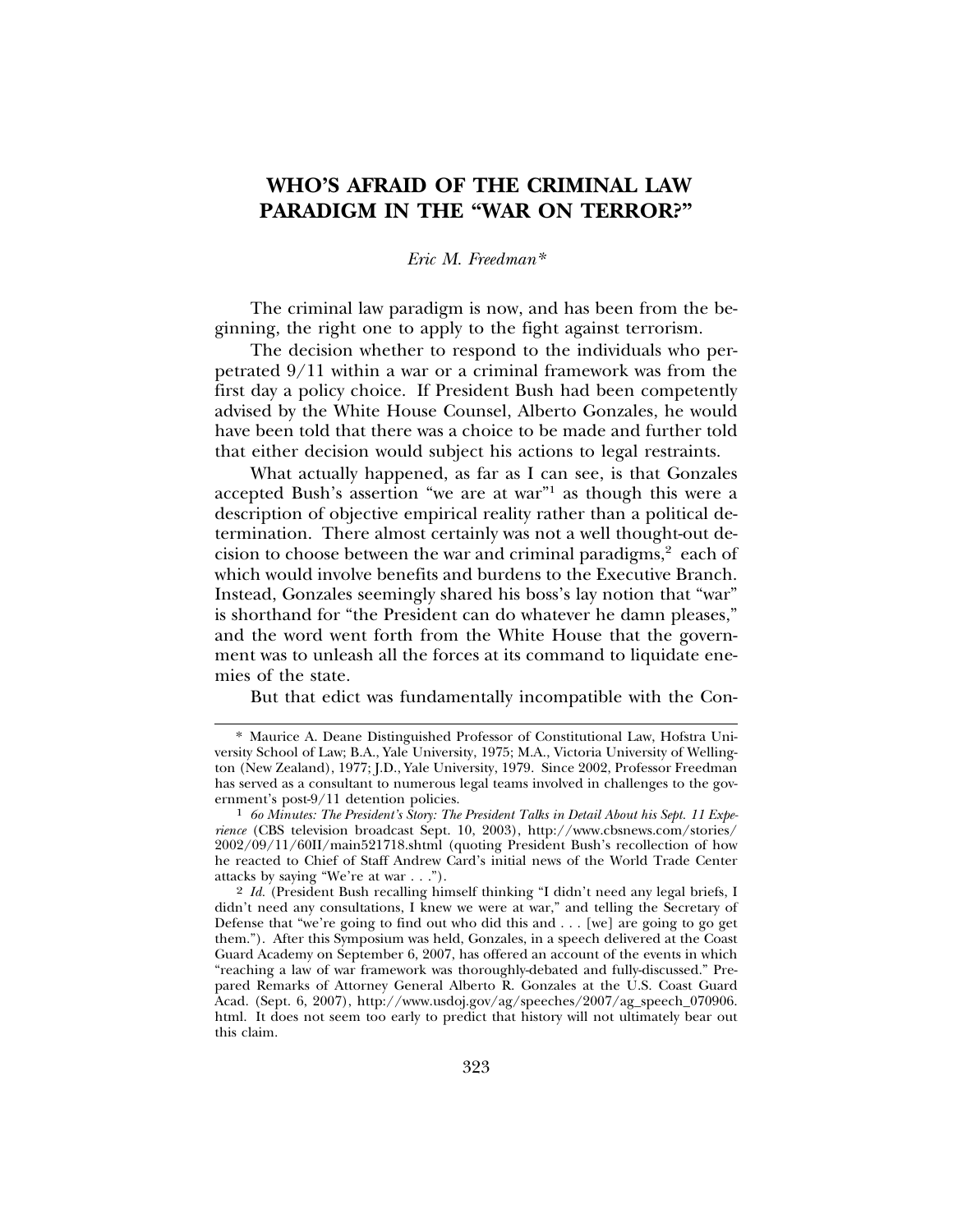# WHO'S AFRAID OF THE CRIMINAL LAW PARADIGM IN THE "WAR ON TERROR?"

*Eric M. Freedman\**

The criminal law paradigm is now, and has been from the beginning, the right one to apply to the fight against terrorism.

The decision whether to respond to the individuals who perpetrated 9/11 within a war or a criminal framework was from the first day a policy choice. If President Bush had been competently advised by the White House Counsel, Alberto Gonzales, he would have been told that there was a choice to be made and further told that either decision would subject his actions to legal restraints.

What actually happened, as far as I can see, is that Gonzales accepted Bush's assertion "we are at war"[1] as though this were a description of objective empirical reality rather than a political determination. There almost certainly was not a well thought-out decision to choose between the war and criminal paradigms,[2] each of which would involve benefits and burdens to the Executive Branch. Instead, Gonzales seemingly shared his boss's lay notion that "war" is shorthand for "the President can do whatever he damn pleases," and the word went forth from the White House that the government was to unleash all the forces at its command to liquidate enemies of the state.

But that edict was fundamentally incompatible with the Con-

---

\* Maurice A. Deane Distinguished Professor of Constitutional Law, Hofstra University School of Law; B.A., Yale University, 1975; M.A., Victoria University of Wellington (New Zealand), 1977; J.D., Yale University, 1979. Since 2002, Professor Freedman has served as a consultant to numerous legal teams involved in challenges to the government's post-9/11 detention policies.

[1] *60 Minutes: The President's Story: The President Talks in Detail About his Sept. 11 Experience* (CBS television broadcast Sept. 10, 2003), http://www.cbsnews.com/stories/2002/09/11/60II/main521718.shtml (quoting President Bush's recollection of how he reacted to Chief of Staff Andrew Card's initial news of the World Trade Center attacks by saying "We're at war . . .").

[2] *Id.* (President Bush recalling himself thinking "I didn't need any legal briefs, I didn't need any consultations, I knew we were at war," and telling the Secretary of Defense that "we're going to find out who did this and . . . [we] are going to go get them."). After this Symposium was held, Gonzales, in a speech delivered at the Coast Guard Academy on September 6, 2007, has offered an account of the events in which "reaching a law of war framework was thoroughly-debated and fully-discussed." Prepared Remarks of Attorney General Alberto R. Gonzales at the U.S. Coast Guard Acad. (Sept. 6, 2007), http://www.usdoj.gov/ag/speeches/2007/ag_speech_070906.html. It does not seem too early to predict that history will not ultimately bear out this claim.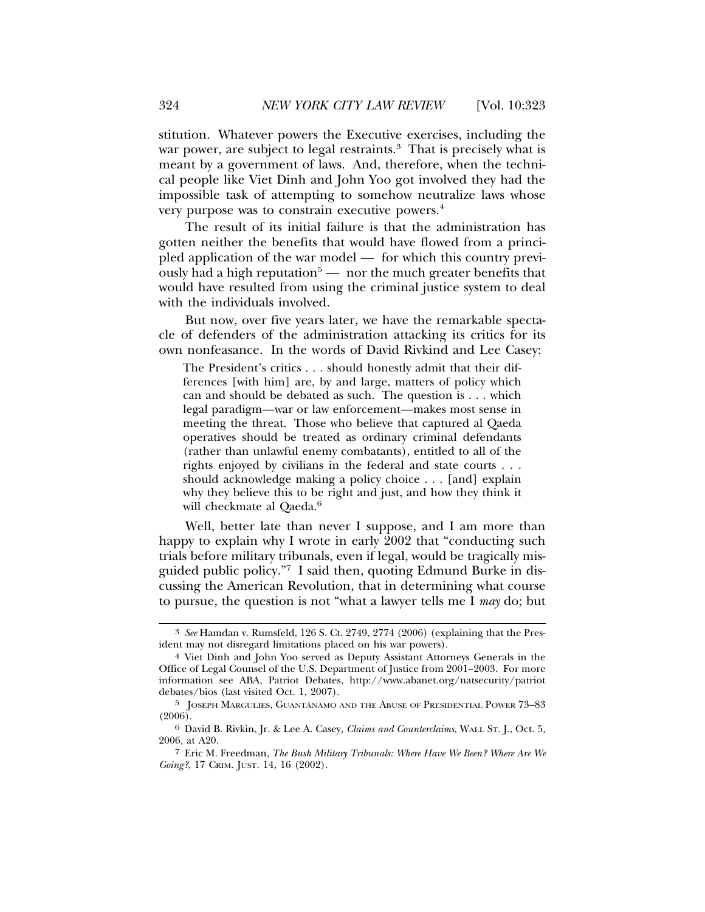stitution. Whatever powers the Executive exercises, including the war power, are subject to legal restraints.[3] That is precisely what is meant by a government of laws. And, therefore, when the technical people like Viet Dinh and John Yoo got involved they had the impossible task of attempting to somehow neutralize laws whose very purpose was to constrain executive powers.[4]

The result of its initial failure is that the administration has gotten neither the benefits that would have flowed from a principled application of the war model — for which this country previously had a high reputation[5] — nor the much greater benefits that would have resulted from using the criminal justice system to deal with the individuals involved.

But now, over five years later, we have the remarkable spectacle of defenders of the administration attacking its critics for its own nonfeasance. In the words of David Rivkind and Lee Casey:

> The President's critics . . . should honestly admit that their differences [with him] are, by and large, matters of policy which can and should be debated as such. The question is . . . which legal paradigm—war or law enforcement—makes most sense in meeting the threat. Those who believe that captured al Qaeda operatives should be treated as ordinary criminal defendants (rather than unlawful enemy combatants), entitled to all of the rights enjoyed by civilians in the federal and state courts . . . should acknowledge making a policy choice . . . [and] explain why they believe this to be right and just, and how they think it will checkmate al Qaeda.[6]

Well, better late than never I suppose, and I am more than happy to explain why I wrote in early 2002 that "conducting such trials before military tribunals, even if legal, would be tragically misguided public policy."[7] I said then, quoting Edmund Burke in discussing the American Revolution, that in determining what course to pursue, the question is not "what a lawyer tells me I *may* do; but

---

3 *See* Hamdan v. Rumsfeld, 126 S. Ct. 2749, 2774 (2006) (explaining that the President may not disregard limitations placed on his war powers).

4 Viet Dinh and John Yoo served as Deputy Assistant Attorneys Generals in the Office of Legal Counsel of the U.S. Department of Justice from 2001–2003. For more information see ABA, Patriot Debates, http://www.abanet.org/natsecurity/patriotdebates/bios (last visited Oct. 1, 2007).

5 JOSEPH MARGULIES, GUANTÁNAMO AND THE ABUSE OF PRESIDENTIAL POWER 73–83 (2006).

6 David B. Rivkin, Jr. & Lee A. Casey, *Claims and Counterclaims*, WALL ST. J., Oct. 5, 2006, at A20.

7 Eric M. Freedman, *The Bush Military Tribunals: Where Have We Been? Where Are We Going?*, 17 CRIM. JUST. 14, 16 (2002).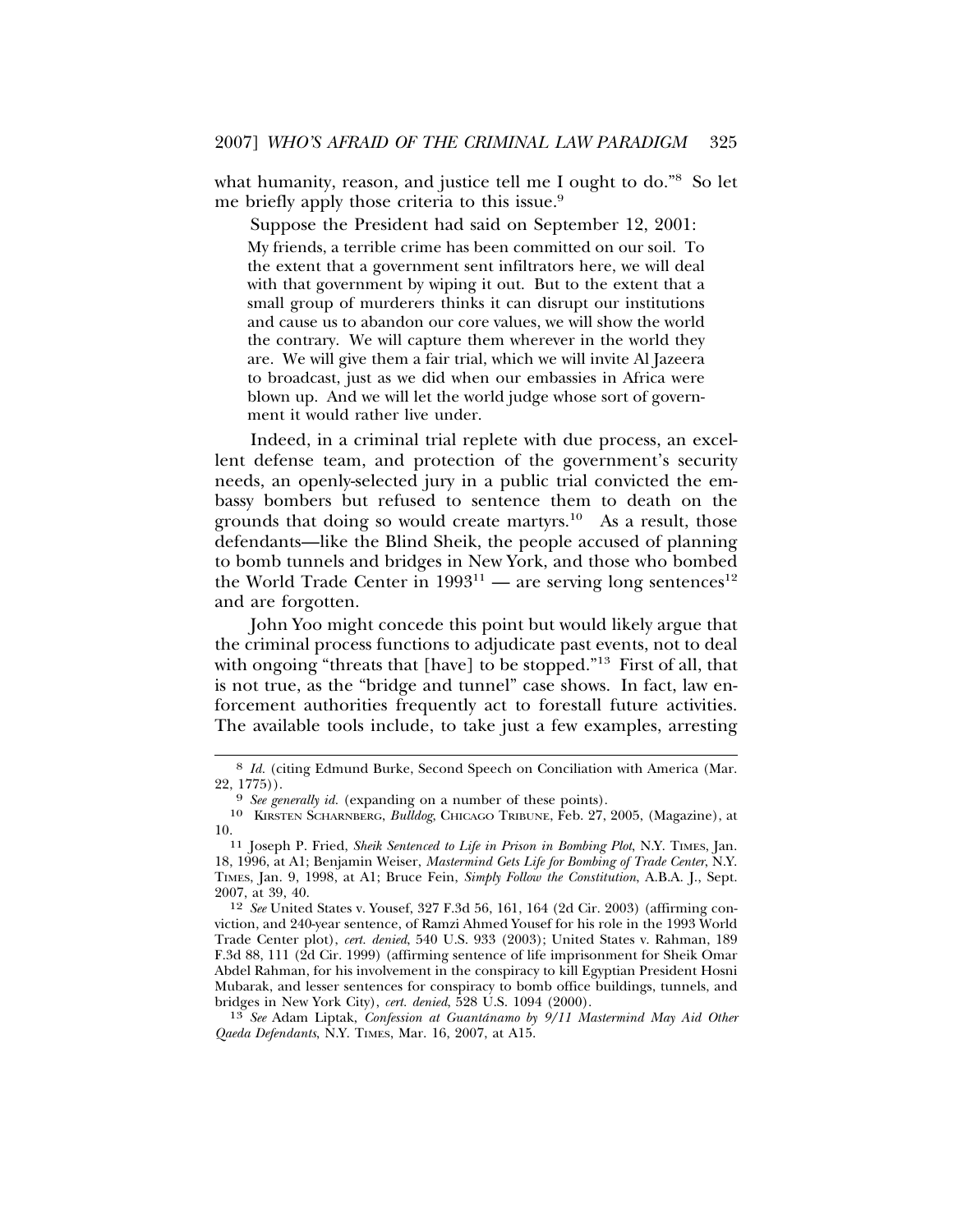what humanity, reason, and justice tell me I ought to do."[8] So let me briefly apply those criteria to this issue.[9]

Suppose the President had said on September 12, 2001:

> My friends, a terrible crime has been committed on our soil. To the extent that a government sent infiltrators here, we will deal with that government by wiping it out. But to the extent that a small group of murderers thinks it can disrupt our institutions and cause us to abandon our core values, we will show the world the contrary. We will capture them wherever in the world they are. We will give them a fair trial, which we will invite Al Jazeera to broadcast, just as we did when our embassies in Africa were blown up. And we will let the world judge whose sort of government it would rather live under.

Indeed, in a criminal trial replete with due process, an excellent defense team, and protection of the government's security needs, an openly-selected jury in a public trial convicted the embassy bombers but refused to sentence them to death on the grounds that doing so would create martyrs.[10] As a result, those defendants—like the Blind Sheik, the people accused of planning to bomb tunnels and bridges in New York, and those who bombed the World Trade Center in 1993[11] — are serving long sentences[12] and are forgotten.

John Yoo might concede this point but would likely argue that the criminal process functions to adjudicate past events, not to deal with ongoing "threats that [have] to be stopped."[13] First of all, that is not true, as the "bridge and tunnel" case shows. In fact, law enforcement authorities frequently act to forestall future activities. The available tools include, to take just a few examples, arresting

---

[8] *Id.* (citing Edmund Burke, Second Speech on Conciliation with America (Mar. 22, 1775)).

[9] *See generally id.* (expanding on a number of these points).

[10] KIRSTEN SCHARNBERG, *Bulldog*, CHICAGO TRIBUNE, Feb. 27, 2005, (Magazine), at 10.

[11] Joseph P. Fried, *Sheik Sentenced to Life in Prison in Bombing Plot*, N.Y. TIMES, Jan. 18, 1996, at A1; Benjamin Weiser, *Mastermind Gets Life for Bombing of Trade Center*, N.Y. TIMES, Jan. 9, 1998, at A1; Bruce Fein, *Simply Follow the Constitution*, A.B.A. J., Sept. 2007, at 39, 40.

[12] *See* United States v. Yousef, 327 F.3d 56, 161, 164 (2d Cir. 2003) (affirming conviction, and 240-year sentence, of Ramzi Ahmed Yousef for his role in the 1993 World Trade Center plot), *cert. denied*, 540 U.S. 933 (2003); United States v. Rahman, 189 F.3d 88, 111 (2d Cir. 1999) (affirming sentence of life imprisonment for Sheik Omar Abdel Rahman, for his involvement in the conspiracy to kill Egyptian President Hosni Mubarak, and lesser sentences for conspiracy to bomb office buildings, tunnels, and bridges in New York City), *cert. denied*, 528 U.S. 1094 (2000).

[13] *See* Adam Liptak, *Confession at Guantánamo by 9/11 Mastermind May Aid Other Qaeda Defendants*, N.Y. TIMES, Mar. 16, 2007, at A15.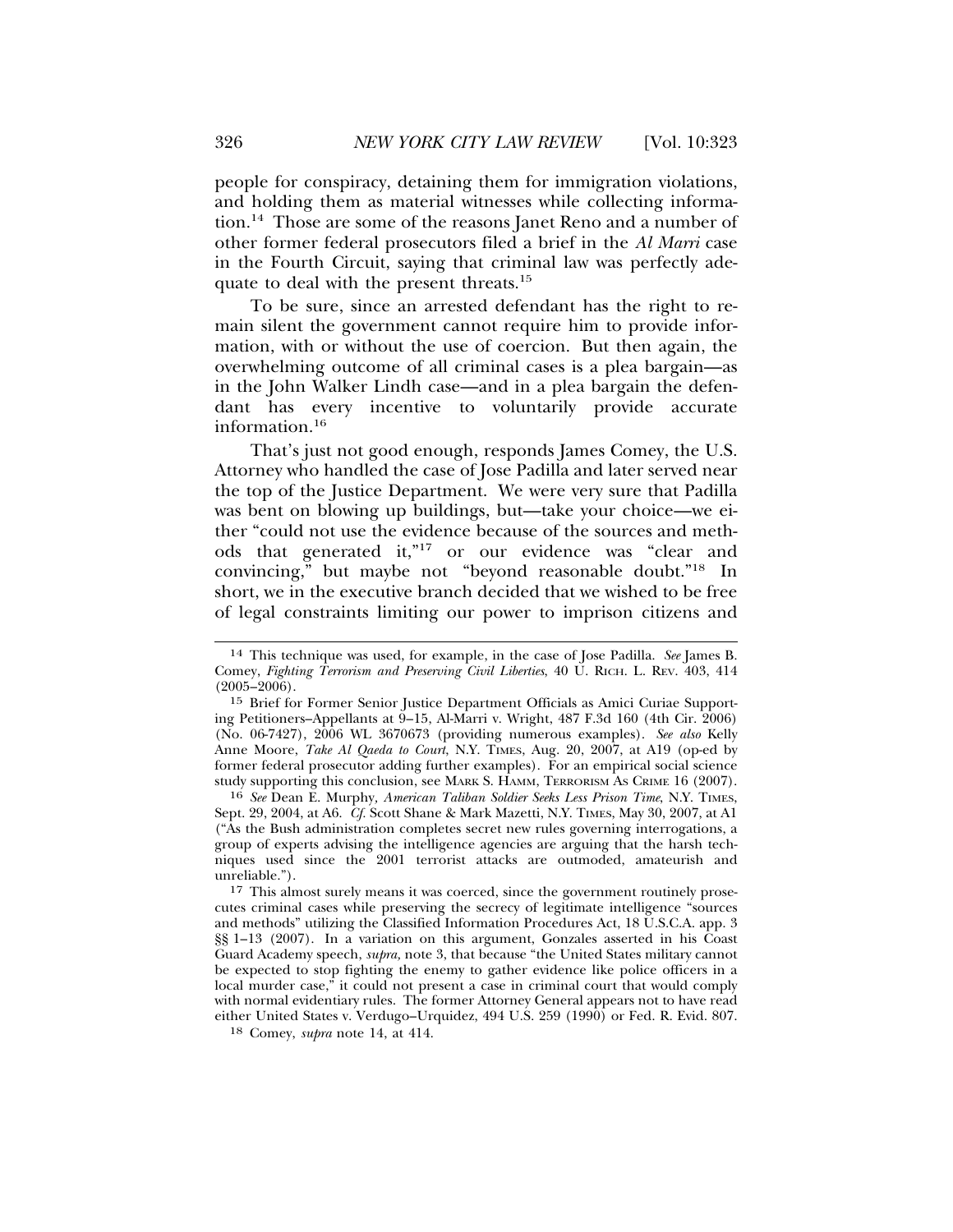people for conspiracy, detaining them for immigration violations, and holding them as material witnesses while collecting information.[14] Those are some of the reasons Janet Reno and a number of other former federal prosecutors filed a brief in the *Al Marri* case in the Fourth Circuit, saying that criminal law was perfectly adequate to deal with the present threats.[15]

To be sure, since an arrested defendant has the right to remain silent the government cannot require him to provide information, with or without the use of coercion. But then again, the overwhelming outcome of all criminal cases is a plea bargain—as in the John Walker Lindh case—and in a plea bargain the defendant has every incentive to voluntarily provide accurate information.[16]

That's just not good enough, responds James Comey, the U.S. Attorney who handled the case of Jose Padilla and later served near the top of the Justice Department. We were very sure that Padilla was bent on blowing up buildings, but—take your choice—we either "could not use the evidence because of the sources and methods that generated it,"[17] or our evidence was "clear and convincing," but maybe not "beyond reasonable doubt."[18] In short, we in the executive branch decided that we wished to be free of legal constraints limiting our power to imprison citizens and

---

[14] This technique was used, for example, in the case of Jose Padilla. *See* James B. Comey, *Fighting Terrorism and Preserving Civil Liberties*, 40 U. RICH. L. REV. 403, 414 (2005–2006).

[15] Brief for Former Senior Justice Department Officials as Amici Curiae Supporting Petitioners–Appellants at 9–15, Al-Marri v. Wright, 487 F.3d 160 (4th Cir. 2006) (No. 06-7427), 2006 WL 3670673 (providing numerous examples). *See also* Kelly Anne Moore, *Take Al Qaeda to Court*, N.Y. TIMES, Aug. 20, 2007, at A19 (op-ed by former federal prosecutor adding further examples). For an empirical social science study supporting this conclusion, see MARK S. HAMM, TERRORISM AS CRIME 16 (2007).

[16] *See* Dean E. Murphy, *American Taliban Soldier Seeks Less Prison Time*, N.Y. TIMES, Sept. 29, 2004, at A6. *Cf.* Scott Shane & Mark Mazetti, N.Y. TIMES, May 30, 2007, at A1 ("As the Bush administration completes secret new rules governing interrogations, a group of experts advising the intelligence agencies are arguing that the harsh techniques used since the 2001 terrorist attacks are outmoded, amateurish and unreliable.").

[17] This almost surely means it was coerced, since the government routinely prosecutes criminal cases while preserving the secrecy of legitimate intelligence "sources and methods" utilizing the Classified Information Procedures Act, 18 U.S.C.A. app. 3 §§ 1–13 (2007). In a variation on this argument, Gonzales asserted in his Coast Guard Academy speech, *supra*, note 3, that because "the United States military cannot be expected to stop fighting the enemy to gather evidence like police officers in a local murder case," it could not present a case in criminal court that would comply with normal evidentiary rules. The former Attorney General appears not to have read either United States v. Verdugo–Urquidez, 494 U.S. 259 (1990) or Fed. R. Evid. 807.

[18] Comey, *supra* note 14, at 414.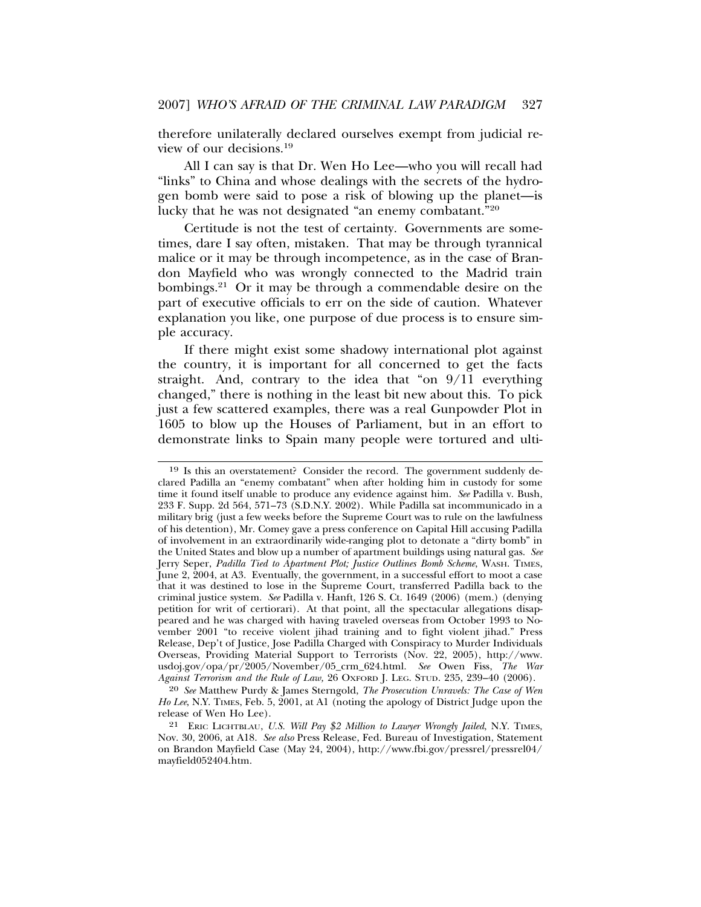therefore unilaterally declared ourselves exempt from judicial review of our decisions.[19]

All I can say is that Dr. Wen Ho Lee—who you will recall had "links" to China and whose dealings with the secrets of the hydrogen bomb were said to pose a risk of blowing up the planet—is lucky that he was not designated "an enemy combatant."[20]

Certitude is not the test of certainty. Governments are sometimes, dare I say often, mistaken. That may be through tyrannical malice or it may be through incompetence, as in the case of Brandon Mayfield who was wrongly connected to the Madrid train bombings.[21] Or it may be through a commendable desire on the part of executive officials to err on the side of caution. Whatever explanation you like, one purpose of due process is to ensure simple accuracy.

If there might exist some shadowy international plot against the country, it is important for all concerned to get the facts straight. And, contrary to the idea that "on 9/11 everything changed," there is nothing in the least bit new about this. To pick just a few scattered examples, there was a real Gunpowder Plot in 1605 to blow up the Houses of Parliament, but in an effort to demonstrate links to Spain many people were tortured and ulti-

---

[19] Is this an overstatement? Consider the record. The government suddenly declared Padilla an "enemy combatant" when after holding him in custody for some time it found itself unable to produce any evidence against him. *See* Padilla v. Bush, 233 F. Supp. 2d 564, 571–73 (S.D.N.Y. 2002). While Padilla sat incommunicado in a military brig (just a few weeks before the Supreme Court was to rule on the lawfulness of his detention), Mr. Comey gave a press conference on Capital Hill accusing Padilla of involvement in an extraordinarily wide-ranging plot to detonate a "dirty bomb" in the United States and blow up a number of apartment buildings using natural gas. *See* Jerry Seper, *Padilla Tied to Apartment Plot; Justice Outlines Bomb Scheme*, WASH. TIMES, June 2, 2004, at A3. Eventually, the government, in a successful effort to moot a case that it was destined to lose in the Supreme Court, transferred Padilla back to the criminal justice system. *See* Padilla v. Hanft, 126 S. Ct. 1649 (2006) (mem.) (denying petition for writ of certiorari). At that point, all the spectacular allegations disappeared and he was charged with having traveled overseas from October 1993 to November 2001 "to receive violent jihad training and to fight violent jihad." Press Release, Dep't of Justice, Jose Padilla Charged with Conspiracy to Murder Individuals Overseas, Providing Material Support to Terrorists (Nov. 22, 2005), http://www.usdoj.gov/opa/pr/2005/November/05_crm_624.html. *See* Owen Fiss, *The War Against Terrorism and the Rule of Law,* 26 OXFORD J. LEG. STUD. 235, 239–40 (2006).

[20] *See* Matthew Purdy & James Sterngold, *The Prosecution Unravels: The Case of Wen Ho Lee*, N.Y. TIMES, Feb. 5, 2001, at A1 (noting the apology of District Judge upon the release of Wen Ho Lee).

[21] ERIC LICHTBLAU, *U.S. Will Pay $2 Million to Lawyer Wrongly Jailed*, N.Y. TIMES, Nov. 30, 2006, at A18. *See also* Press Release, Fed. Bureau of Investigation, Statement on Brandon Mayfield Case (May 24, 2004), http://www.fbi.gov/pressrel/pressrel04/mayfield052404.htm.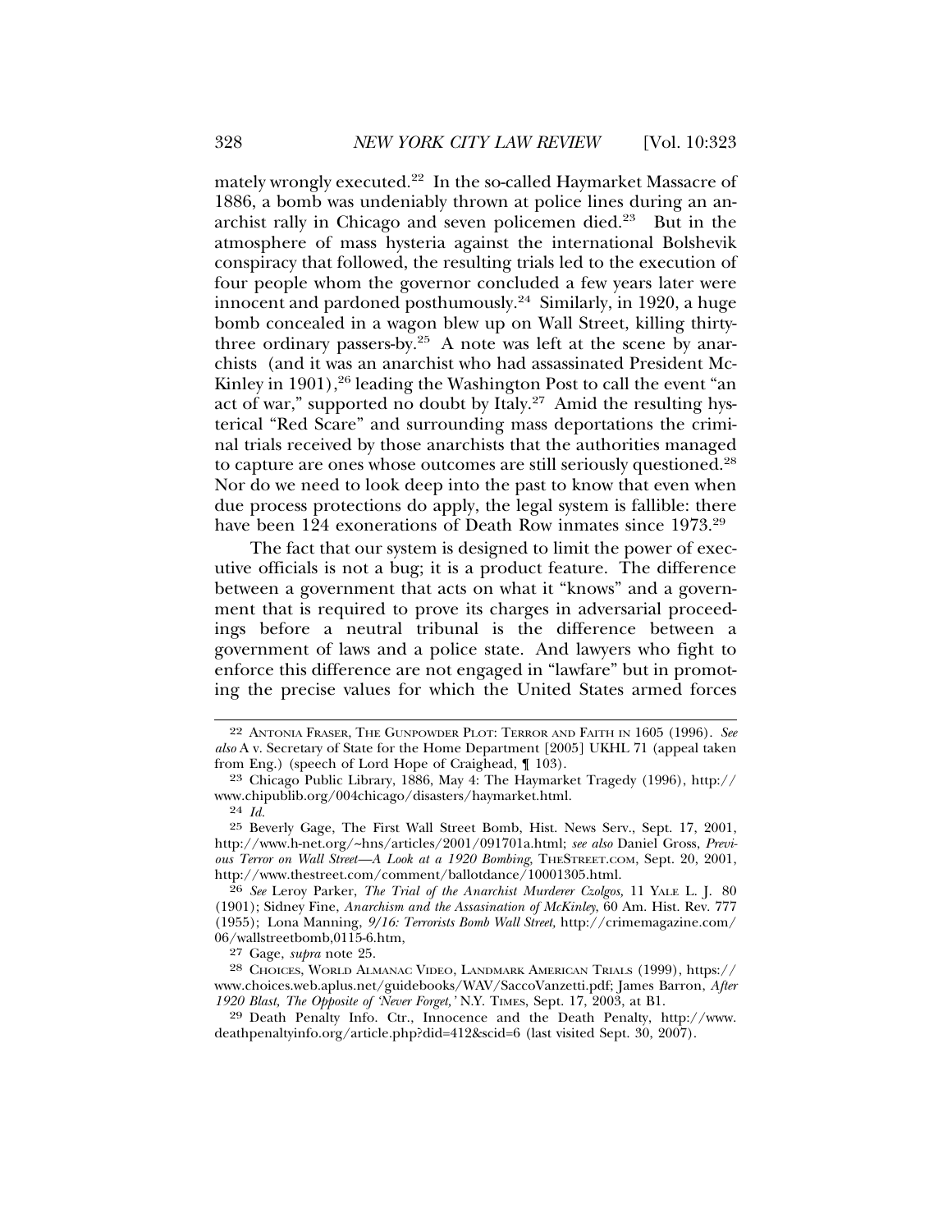mately wrongly executed.[22] In the so-called Haymarket Massacre of 1886, a bomb was undeniably thrown at police lines during an anarchist rally in Chicago and seven policemen died.[23] But in the atmosphere of mass hysteria against the international Bolshevik conspiracy that followed, the resulting trials led to the execution of four people whom the governor concluded a few years later were innocent and pardoned posthumously.[24] Similarly, in 1920, a huge bomb concealed in a wagon blew up on Wall Street, killing thirty-three ordinary passers-by.[25] A note was left at the scene by anarchists (and it was an anarchist who had assassinated President McKinley in 1901),[26] leading the Washington Post to call the event "an act of war," supported no doubt by Italy.[27] Amid the resulting hysterical "Red Scare" and surrounding mass deportations the criminal trials received by those anarchists that the authorities managed to capture are ones whose outcomes are still seriously questioned.[28] Nor do we need to look deep into the past to know that even when due process protections do apply, the legal system is fallible: there have been 124 exonerations of Death Row inmates since 1973.[29]

The fact that our system is designed to limit the power of executive officials is not a bug; it is a product feature. The difference between a government that acts on what it "knows" and a government that is required to prove its charges in adversarial proceedings before a neutral tribunal is the difference between a government of laws and a police state. And lawyers who fight to enforce this difference are not engaged in "lawfare" but in promoting the precise values for which the United States armed forces

---

22 ANTONIA FRASER, THE GUNPOWDER PLOT: TERROR AND FAITH IN 1605 (1996). *See also* A v. Secretary of State for the Home Department [2005] UKHL 71 (appeal taken from Eng.) (speech of Lord Hope of Craighead, ¶ 103).

23 Chicago Public Library, 1886, May 4: The Haymarket Tragedy (1996), http://www.chipublib.org/004chicago/disasters/haymarket.html.

24 *Id.*

25 Beverly Gage, The First Wall Street Bomb, Hist. News Serv., Sept. 17, 2001, http://www.h-net.org/~hns/articles/2001/091701a.html; *see also* Daniel Gross, *Previous Terror on Wall Street—A Look at a 1920 Bombing*, THESTREET.COM, Sept. 20, 2001, http://www.thestreet.com/comment/ballotdance/10001305.html.

26 *See* Leroy Parker, *The Trial of the Anarchist Murderer Czolgos,* 11 YALE L. J. 80 (1901); Sidney Fine, *Anarchism and the Assasination of McKinley*, 60 Am. Hist. Rev. 777 (1955); Lona Manning, *9/16: Terrorists Bomb Wall Street,* http://crimemagazine.com/06/wallstreetbomb,0115-6.htm,

27 Gage, *supra* note 25.

28 CHOICES, WORLD ALMANAC VIDEO, LANDMARK AMERICAN TRIALS (1999), https://www.choices.web.aplus.net/guidebooks/WAV/SaccoVanzetti.pdf; James Barron, *After 1920 Blast, The Opposite of 'Never Forget,'* N.Y. TIMES, Sept. 17, 2003, at B1.

29 Death Penalty Info. Ctr., Innocence and the Death Penalty, http://www.deathpenaltyinfo.org/article.php?did=412&scid=6 (last visited Sept. 30, 2007).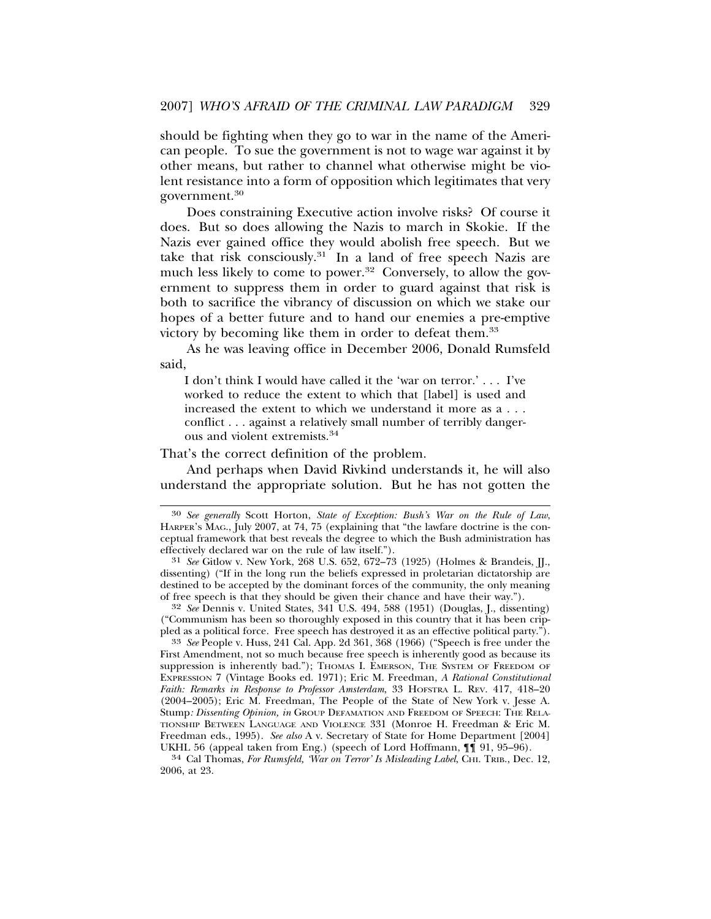should be fighting when they go to war in the name of the American people. To sue the government is not to wage war against it by other means, but rather to channel what otherwise might be violent resistance into a form of opposition which legitimates that very government.[30]

Does constraining Executive action involve risks? Of course it does. But so does allowing the Nazis to march in Skokie. If the Nazis ever gained office they would abolish free speech. But we take that risk consciously.[31] In a land of free speech Nazis are much less likely to come to power.[32] Conversely, to allow the government to suppress them in order to guard against that risk is both to sacrifice the vibrancy of discussion on which we stake our hopes of a better future and to hand our enemies a pre-emptive victory by becoming like them in order to defeat them.[33]

As he was leaving office in December 2006, Donald Rumsfeld said,

> I don't think I would have called it the 'war on terror.' . . . I've worked to reduce the extent to which that [label] is used and increased the extent to which we understand it more as a . . . conflict . . . against a relatively small number of terribly dangerous and violent extremists.[34]

That's the correct definition of the problem.

And perhaps when David Rivkind understands it, he will also understand the appropriate solution. But he has not gotten the

---

[30] *See generally* Scott Horton, *State of Exception: Bush's War on the Rule of Law*, HARPER'S MAG., July 2007, at 74, 75 (explaining that "the lawfare doctrine is the conceptual framework that best reveals the degree to which the Bush administration has effectively declared war on the rule of law itself.").

[31] *See* Gitlow v. New York, 268 U.S. 652, 672–73 (1925) (Holmes & Brandeis, JJ., dissenting) ("If in the long run the beliefs expressed in proletarian dictatorship are destined to be accepted by the dominant forces of the community, the only meaning of free speech is that they should be given their chance and have their way.").

[32] *See* Dennis v. United States, 341 U.S. 494, 588 (1951) (Douglas, J., dissenting) ("Communism has been so thoroughly exposed in this country that it has been crippled as a political force. Free speech has destroyed it as an effective political party.").

[33] *See* People v. Huss, 241 Cal. App. 2d 361, 368 (1966) ("Speech is free under the First Amendment, not so much because free speech is inherently good as because its suppression is inherently bad."); THOMAS I. EMERSON, THE SYSTEM OF FREEDOM OF EXPRESSION 7 (Vintage Books ed. 1971); Eric M. Freedman, *A Rational Constitutional Faith: Remarks in Response to Professor Amsterdam*, 33 HOFSTRA L. REV. 417, 418–20 (2004–2005); Eric M. Freedman, The People of the State of New York v. Jesse A. Stump*: Dissenting Opinion, in* GROUP DEFAMATION AND FREEDOM OF SPEECH: THE RELATIONSHIP BETWEEN LANGUAGE AND VIOLENCE 331 (Monroe H. Freedman & Eric M. Freedman eds., 1995). *See also* A v. Secretary of State for Home Department [2004] UKHL 56 (appeal taken from Eng.) (speech of Lord Hoffmann, ¶¶ 91, 95–96).

[34] Cal Thomas, *For Rumsfeld, 'War on Terror' Is Misleading Label*, CHI. TRIB., Dec. 12, 2006, at 23.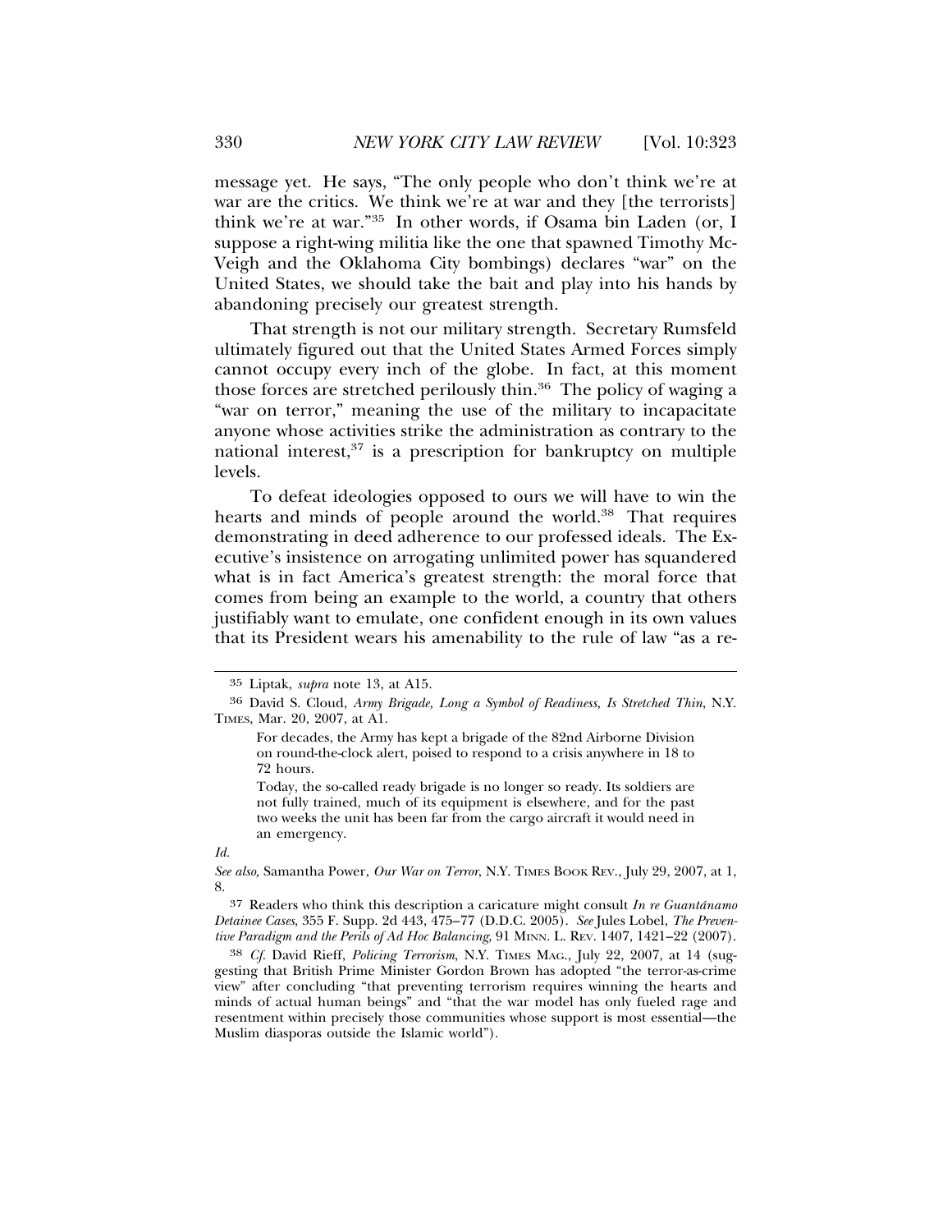message yet. He says, "The only people who don't think we're at war are the critics. We think we're at war and they [the terrorists] think we're at war."[35] In other words, if Osama bin Laden (or, I suppose a right-wing militia like the one that spawned Timothy McVeigh and the Oklahoma City bombings) declares "war" on the United States, we should take the bait and play into his hands by abandoning precisely our greatest strength.

That strength is not our military strength. Secretary Rumsfeld ultimately figured out that the United States Armed Forces simply cannot occupy every inch of the globe. In fact, at this moment those forces are stretched perilously thin.[36] The policy of waging a "war on terror," meaning the use of the military to incapacitate anyone whose activities strike the administration as contrary to the national interest,[37] is a prescription for bankruptcy on multiple levels.

To defeat ideologies opposed to ours we will have to win the hearts and minds of people around the world.[38] That requires demonstrating in deed adherence to our professed ideals. The Executive's insistence on arrogating unlimited power has squandered what is in fact America's greatest strength: the moral force that comes from being an example to the world, a country that others justifiably want to emulate, one confident enough in its own values that its President wears his amenability to the rule of law "as a re-

---

35 Liptak, *supra* note 13, at A15.

36 David S. Cloud, *Army Brigade, Long a Symbol of Readiness, Is Stretched Thin*, N.Y. TIMES, Mar. 20, 2007, at A1.

> For decades, the Army has kept a brigade of the 82nd Airborne Division on round-the-clock alert, poised to respond to a crisis anywhere in 18 to 72 hours.
>
> Today, the so-called ready brigade is no longer so ready. Its soldiers are not fully trained, much of its equipment is elsewhere, and for the past two weeks the unit has been far from the cargo aircraft it would need in an emergency.

*Id.*

*See also*, Samantha Power, *Our War on Terror*, N.Y. TIMES BOOK REV., July 29, 2007, at 1, 8.

37 Readers who think this description a caricature might consult *In re Guantánamo Detainee Cases*, 355 F. Supp. 2d 443, 475–77 (D.D.C. 2005). *See* Jules Lobel, *The Preventive Paradigm and the Perils of Ad Hoc Balancing*, 91 MINN. L. REV. 1407, 1421–22 (2007).

38 *Cf.* David Rieff, *Policing Terrorism*, N.Y. TIMES MAG., July 22, 2007, at 14 (suggesting that British Prime Minister Gordon Brown has adopted "the terror-as-crime view" after concluding "that preventing terrorism requires winning the hearts and minds of actual human beings" and "that the war model has only fueled rage and resentment within precisely those communities whose support is most essential—the Muslim diasporas outside the Islamic world").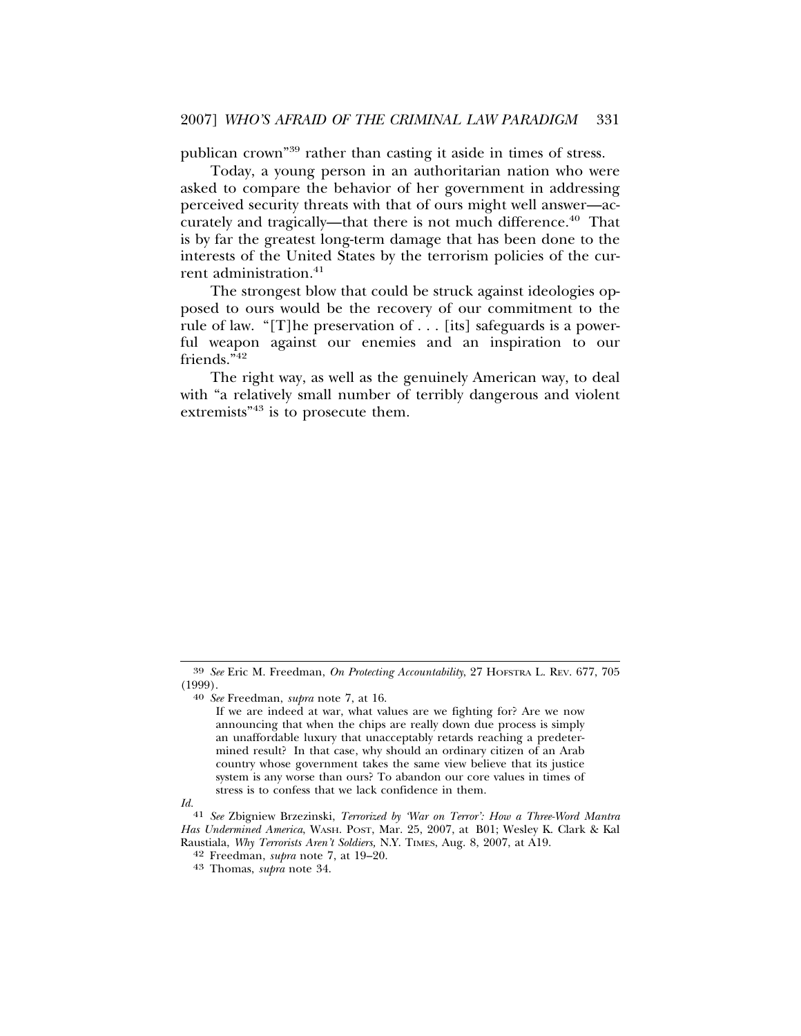publican crown"[39] rather than casting it aside in times of stress.

Today, a young person in an authoritarian nation who were asked to compare the behavior of her government in addressing perceived security threats with that of ours might well answer—accurately and tragically—that there is not much difference.[40] That is by far the greatest long-term damage that has been done to the interests of the United States by the terrorism policies of the current administration.[41]

The strongest blow that could be struck against ideologies opposed to ours would be the recovery of our commitment to the rule of law. "[T]he preservation of . . . [its] safeguards is a powerful weapon against our enemies and an inspiration to our friends."[42]

The right way, as well as the genuinely American way, to deal with "a relatively small number of terribly dangerous and violent extremists"[43] is to prosecute them.

---

39 *See* Eric M. Freedman, *On Protecting Accountability*, 27 HOFSTRA L. REV. 677, 705 (1999).

40 *See* Freedman, *supra* note 7, at 16.

> If we are indeed at war, what values are we fighting for? Are we now announcing that when the chips are really down due process is simply an unaffordable luxury that unacceptably retards reaching a predetermined result? In that case, why should an ordinary citizen of an Arab country whose government takes the same view believe that its justice system is any worse than ours? To abandon our core values in times of stress is to confess that we lack confidence in them.

*Id.*

41 *See* Zbigniew Brzezinski, *Terrorized by 'War on Terror': How a Three-Word Mantra Has Undermined America*, WASH. POST, Mar. 25, 2007, at B01; Wesley K. Clark & Kal Raustiala, *Why Terrorists Aren't Soldiers,* N.Y. TIMES, Aug. 8, 2007, at A19.

42 Freedman, *supra* note 7, at 19–20.

43 Thomas, *supra* note 34.